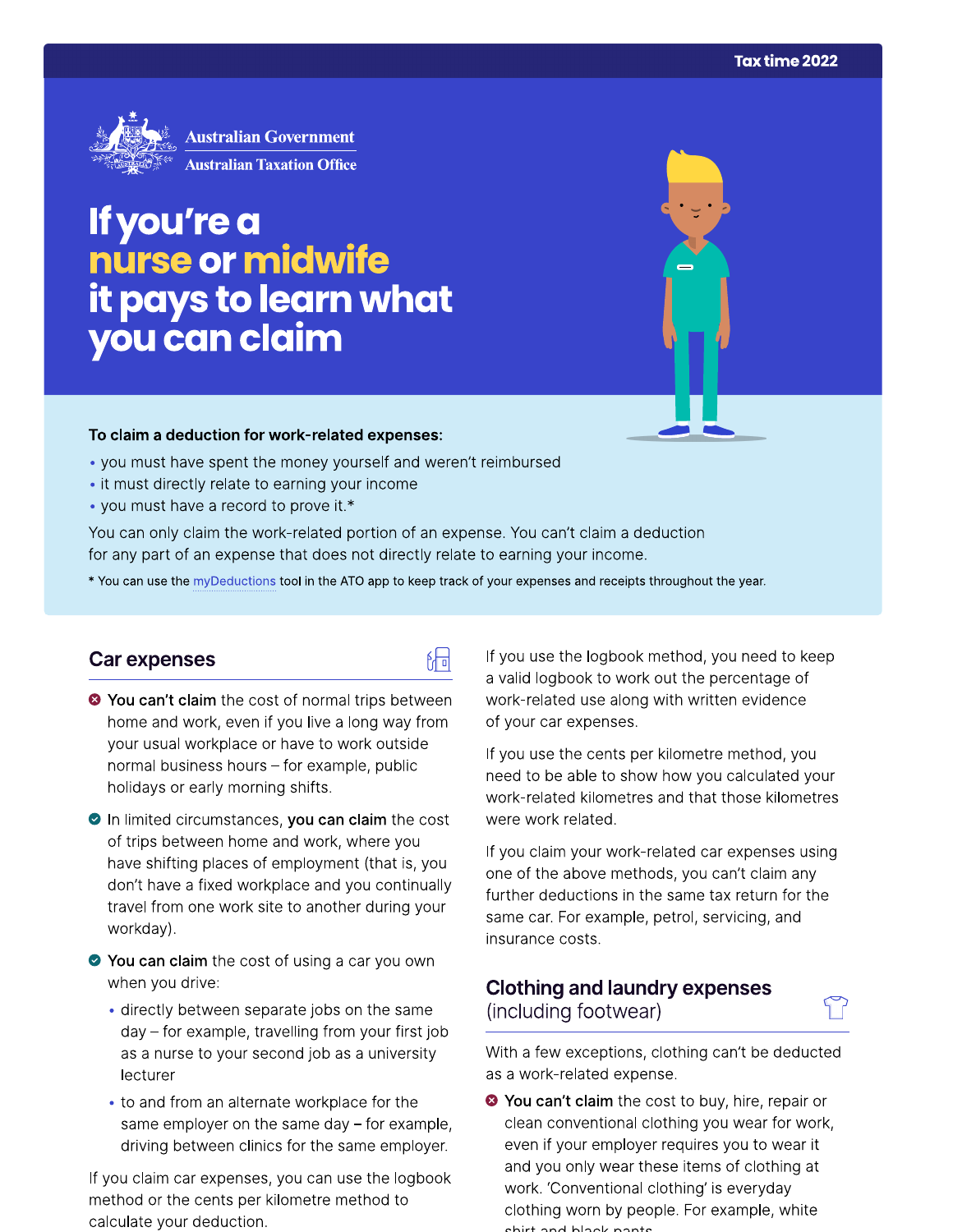Tax time 2022

Australian Government
Australian Taxation Office

# If you're a nurse or midwife it pays to learn what you can claim

**To claim a deduction for work-related expenses:**

- you must have spent the money yourself and weren't reimbursed
- it must directly relate to earning your income
- you must have a record to prove it.*

You can only claim the work-related portion of an expense. You can't claim a deduction for any part of an expense that does not directly relate to earning your income.

* You can use the myDeductions tool in the ATO app to keep track of your expenses and receipts throughout the year.

## Car expenses

- **You can't claim** the cost of normal trips between home and work, even if you live a long way from your usual workplace or have to work outside normal business hours – for example, public holidays or early morning shifts.
- In limited circumstances, **you can claim** the cost of trips between home and work, where you have shifting places of employment (that is, you don't have a fixed workplace and you continually travel from one work site to another during your workday).
- **You can claim** the cost of using a car you own when you drive:
  - directly between separate jobs on the same day – for example, travelling from your first job as a nurse to your second job as a university lecturer
  - to and from an alternate workplace for the same employer on the same day – for example, driving between clinics for the same employer.

If you claim car expenses, you can use the logbook method or the cents per kilometre method to calculate your deduction.

If you use the logbook method, you need to keep a valid logbook to work out the percentage of work-related use along with written evidence of your car expenses.

If you use the cents per kilometre method, you need to be able to show how you calculated your work-related kilometres and that those kilometres were work related.

If you claim your work-related car expenses using one of the above methods, you can't claim any further deductions in the same tax return for the same car. For example, petrol, servicing, and insurance costs.

## Clothing and laundry expenses (including footwear)

With a few exceptions, clothing can't be deducted as a work-related expense.

- **You can't claim** the cost to buy, hire, repair or clean conventional clothing you wear for work, even if your employer requires you to wear it and you only wear these items of clothing at work. 'Conventional clothing' is everyday clothing worn by people. For example, white shirt and black pants.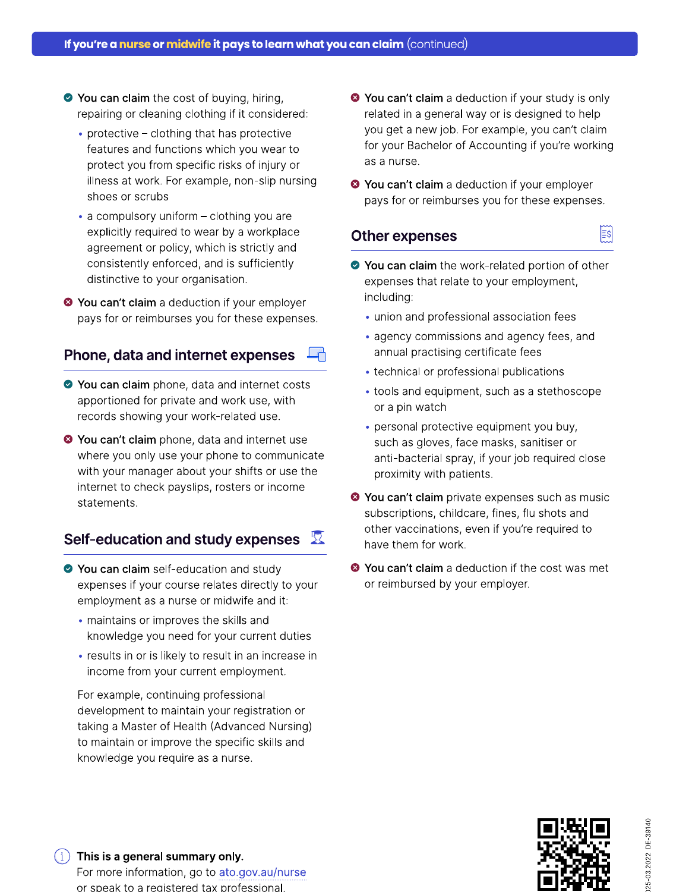**If you're a nurse or midwife it pays to learn what you can claim** (continued)

- **You can claim** the cost of buying, hiring, repairing or cleaning clothing if it considered:
  - protective – clothing that has protective features and functions which you wear to protect you from specific risks of injury or illness at work. For example, non-slip nursing shoes or scrubs
  - a compulsory uniform – clothing you are explicitly required to wear by a workplace agreement or policy, which is strictly and consistently enforced, and is sufficiently distinctive to your organisation.
- **You can't claim** a deduction if your employer pays for or reimburses you for these expenses.

## Phone, data and internet expenses

- **You can claim** phone, data and internet costs apportioned for private and work use, with records showing your work-related use.
- **You can't claim** phone, data and internet use where you only use your phone to communicate with your manager about your shifts or use the internet to check payslips, rosters or income statements.

## Self-education and study expenses

- **You can claim** self-education and study expenses if your course relates directly to your employment as a nurse or midwife and it:
  - maintains or improves the skills and knowledge you need for your current duties
  - results in or is likely to result in an increase in income from your current employment.

  For example, continuing professional development to maintain your registration or taking a Master of Health (Advanced Nursing) to maintain or improve the specific skills and knowledge you require as a nurse.
- **You can't claim** a deduction if your study is only related in a general way or is designed to help you get a new job. For example, you can't claim for your Bachelor of Accounting if you're working as a nurse.
- **You can't claim** a deduction if your employer pays for or reimburses you for these expenses.

## Other expenses

- **You can claim** the work-related portion of other expenses that relate to your employment, including:
  - union and professional association fees
  - agency commissions and agency fees, and annual practising certificate fees
  - technical or professional publications
  - tools and equipment, such as a stethoscope or a pin watch
  - personal protective equipment you buy, such as gloves, face masks, sanitiser or anti-bacterial spray, if your job required close proximity with patients.
- **You can't claim** private expenses such as music subscriptions, childcare, fines, flu shots and other vaccinations, even if you're required to have them for work.
- **You can't claim** a deduction if the cost was met or reimbursed by your employer.

**This is a general summary only.**
For more information, go to ato.gov.au/nurse or speak to a registered tax professional.

025-03.2022 DE-39140